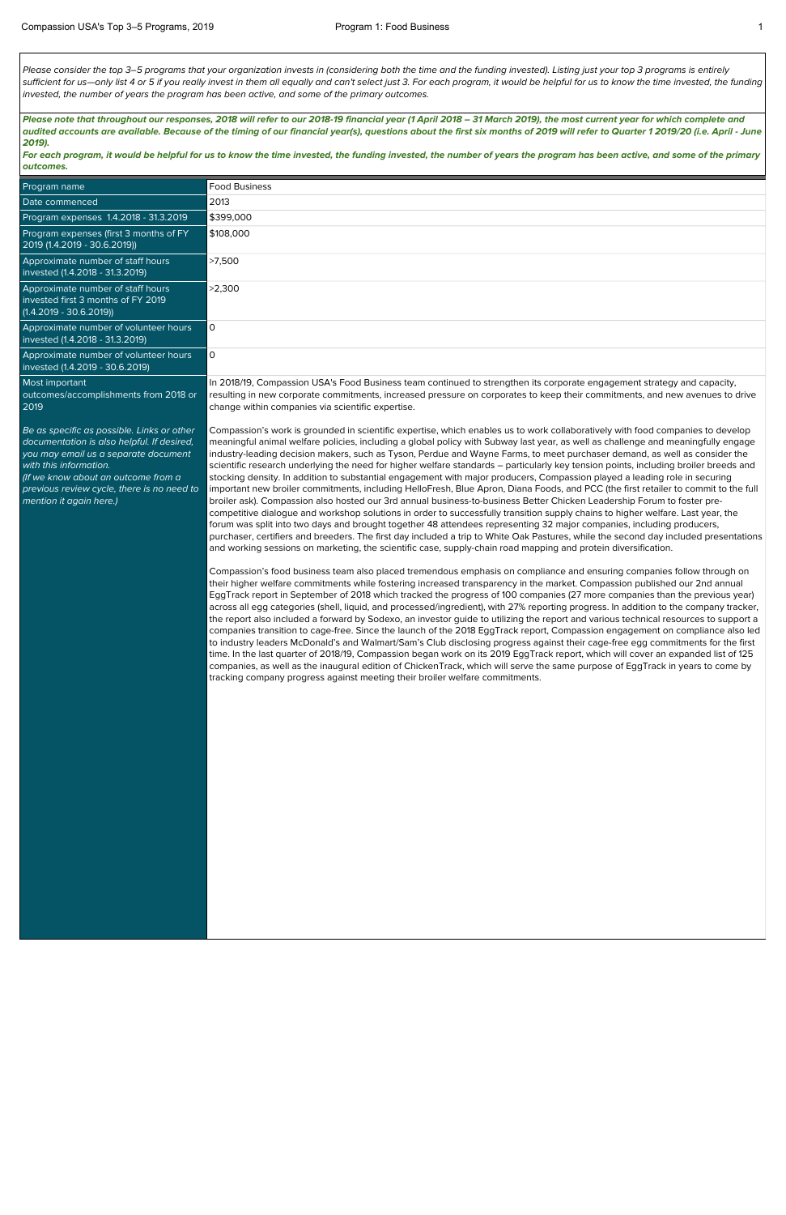*Please consider the top 3–5 programs that your organization invests in (considering both the time and the funding invested). Listing just your top 3 programs is entirely sufficient for us—only list 4 or 5 if you really invest in them all equally and can't select just 3. For each program, it would be helpful for us to know the time invested, the funding invested, the number of years the program has been active, and some of the primary outcomes.*

***Please note that throughout our responses, 2018 will refer to our 2018-19 financial year (1 April 2018 – 31 March 2019), the most current year for which complete and audited accounts are available. Because of the timing of our financial year(s), questions about the first six months of 2019 will refer to Quarter 1 2019/20 (i.e. April - June 2019).***

***For each program, it would be helpful for us to know the time invested, the funding invested, the number of years the program has been active, and some of the primary outcomes.***

| | |
|---|---|
| Program name | Food Business |
| Date commenced | 2013 |
| Program expenses 1.4.2018 - 31.3.2019 | $399,000 |
| Program expenses (first 3 months of FY 2019 (1.4.2019 - 30.6.2019)) | $108,000 |
| Approximate number of staff hours invested (1.4.2018 - 31.3.2019) | >7,500 |
| Approximate number of staff hours invested first 3 months of FY 2019 (1.4.2019 - 30.6.2019)) | >2,300 |
| Approximate number of volunteer hours invested (1.4.2018 - 31.3.2019) | 0 |
| Approximate number of volunteer hours invested (1.4.2019 - 30.6.2019) | 0 |
| Most important outcomes/accomplishments from 2018 or 2019<br><br>*Be as specific as possible. Links or other documentation is also helpful. If desired, you may email us a separate document with this information.*<br>*(If we know about an outcome from a previous review cycle, there is no need to mention it again here.)* | In 2018/19, Compassion USA's Food Business team continued to strengthen its corporate engagement strategy and capacity, resulting in new corporate commitments, increased pressure on corporates to keep their commitments, and new avenues to drive change within companies via scientific expertise.<br><br>Compassion's work is grounded in scientific expertise, which enables us to work collaboratively with food companies to develop meaningful animal welfare policies, including a global policy with Subway last year, as well as challenge and meaningfully engage industry-leading decision makers, such as Tyson, Perdue and Wayne Farms, to meet purchaser demand, as well as consider the scientific research underlying the need for higher welfare standards – particularly key tension points, including broiler breeds and stocking density. In addition to substantial engagement with major producers, Compassion played a leading role in securing important new broiler commitments, including HelloFresh, Blue Apron, Diana Foods, and PCC (the first retailer to commit to the full broiler ask). Compassion also hosted our 3rd annual business-to-business Better Chicken Leadership Forum to foster pre-competitive dialogue and workshop solutions in order to successfully transition supply chains to higher welfare. Last year, the forum was split into two days and brought together 48 attendees representing 32 major companies, including producers, purchaser, certifiers and breeders. The first day included a trip to White Oak Pastures, while the second day included presentations and working sessions on marketing, the scientific case, supply-chain road mapping and protein diversification.<br><br>Compassion's food business team also placed tremendous emphasis on compliance and ensuring companies follow through on their higher welfare commitments while fostering increased transparency in the market. Compassion published our 2nd annual EggTrack report in September of 2018 which tracked the progress of 100 companies (27 more companies than the previous year) across all egg categories (shell, liquid, and processed/ingredient), with 27% reporting progress. In addition to the company tracker, the report also included a forward by Sodexo, an investor guide to utilizing the report and various technical resources to support a companies transition to cage-free. Since the launch of the 2018 EggTrack report, Compassion engagement on compliance also led to industry leaders McDonald's and Walmart/Sam's Club disclosing progress against their cage-free egg commitments for the first time. In the last quarter of 2018/19, Compassion began work on its 2019 EggTrack report, which will cover an expanded list of 125 companies, as well as the inaugural edition of ChickenTrack, which will serve the same purpose of EggTrack in years to come by tracking company progress against meeting their broiler welfare commitments. |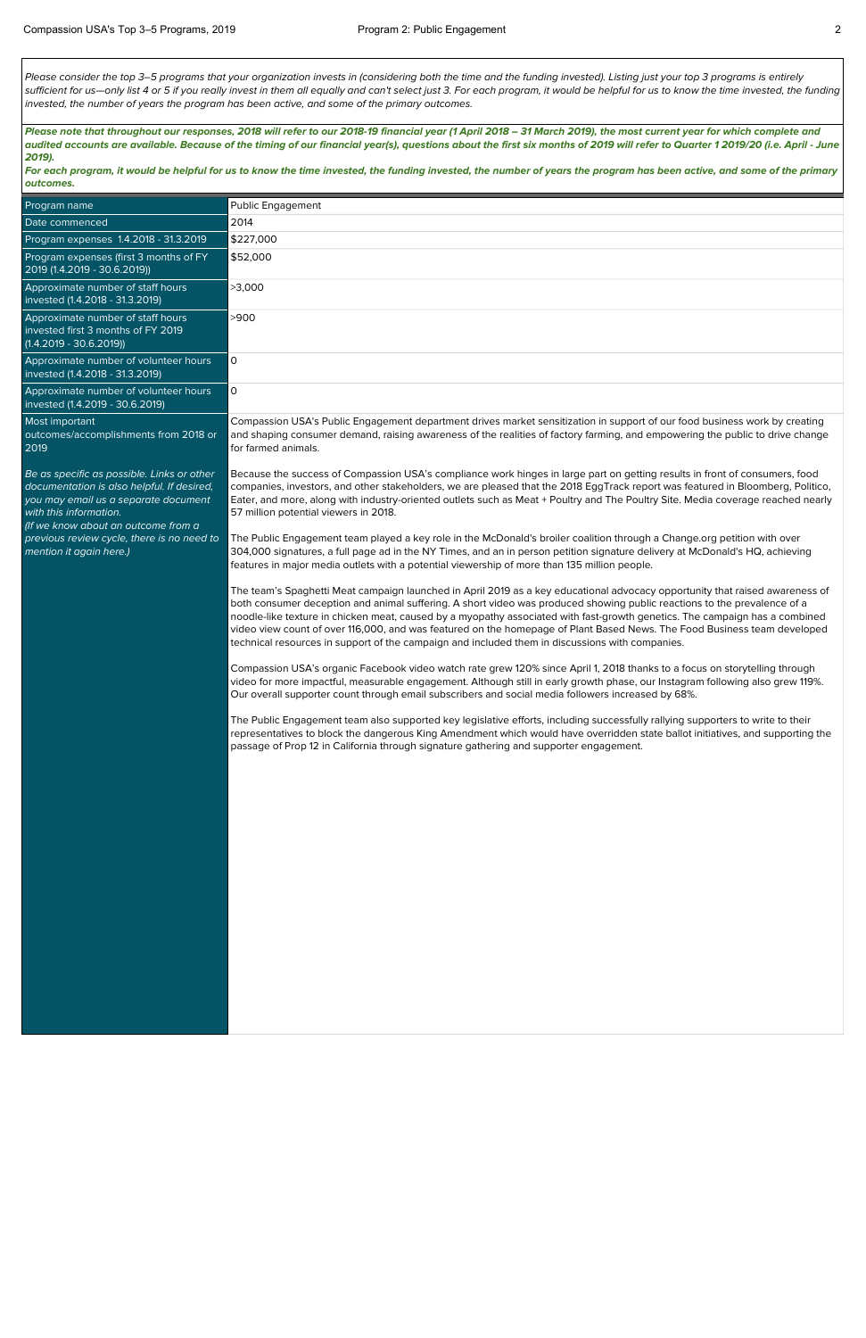*Please consider the top 3–5 programs that your organization invests in (considering both the time and the funding invested). Listing just your top 3 programs is entirely sufficient for us—only list 4 or 5 if you really invest in them all equally and can't select just 3. For each program, it would be helpful for us to know the time invested, the funding invested, the number of years the program has been active, and some of the primary outcomes.*

***Please note that throughout our responses, 2018 will refer to our 2018-19 financial year (1 April 2018 – 31 March 2019), the most current year for which complete and audited accounts are available. Because of the timing of our financial year(s), questions about the first six months of 2019 will refer to Quarter 1 2019/20 (i.e. April - June 2019).***
***For each program, it would be helpful for us to know the time invested, the funding invested, the number of years the program has been active, and some of the primary outcomes.***

| | |
|---|---|
| Program name | Public Engagement |
| Date commenced | 2014 |
| Program expenses 1.4.2018 - 31.3.2019 | $227,000 |
| Program expenses (first 3 months of FY 2019 (1.4.2019 - 30.6.2019)) | $52,000 |
| Approximate number of staff hours invested (1.4.2018 - 31.3.2019) | >3,000 |
| Approximate number of staff hours invested first 3 months of FY 2019 (1.4.2019 - 30.6.2019)) | >900 |
| Approximate number of volunteer hours invested (1.4.2018 - 31.3.2019) | 0 |
| Approximate number of volunteer hours invested (1.4.2019 - 30.6.2019) | 0 |
| Most important outcomes/accomplishments from 2018 or 2019<br><br>*Be as specific as possible. Links or other documentation is also helpful. If desired, you may email us a separate document with this information.*<br>*(If we know about an outcome from a previous review cycle, there is no need to mention it again here.)* | Compassion USA's Public Engagement department drives market sensitization in support of our food business work by creating and shaping consumer demand, raising awareness of the realities of factory farming, and empowering the public to drive change for farmed animals.<br><br>Because the success of Compassion USA's compliance work hinges in large part on getting results in front of consumers, food companies, investors, and other stakeholders, we are pleased that the 2018 EggTrack report was featured in Bloomberg, Politico, Eater, and more, along with industry-oriented outlets such as Meat + Poultry and The Poultry Site. Media coverage reached nearly 57 million potential viewers in 2018.<br><br>The Public Engagement team played a key role in the McDonald's broiler coalition through a Change.org petition with over 304,000 signatures, a full page ad in the NY Times, and an in person petition signature delivery at McDonald's HQ, achieving features in major media outlets with a potential viewership of more than 135 million people.<br><br>The team's Spaghetti Meat campaign launched in April 2019 as a key educational advocacy opportunity that raised awareness of both consumer deception and animal suffering. A short video was produced showing public reactions to the prevalence of a noodle-like texture in chicken meat, caused by a myopathy associated with fast-growth genetics. The campaign has a combined video view count of over 116,000, and was featured on the homepage of Plant Based News. The Food Business team developed technical resources in support of the campaign and included them in discussions with companies.<br><br>Compassion USA's organic Facebook video watch rate grew 120% since April 1, 2018 thanks to a focus on storytelling through video for more impactful, measurable engagement. Although still in early growth phase, our Instagram following also grew 119%. Our overall supporter count through email subscribers and social media followers increased by 68%.<br><br>The Public Engagement team also supported key legislative efforts, including successfully rallying supporters to write to their representatives to block the dangerous King Amendment which would have overridden state ballot initiatives, and supporting the passage of Prop 12 in California through signature gathering and supporter engagement. |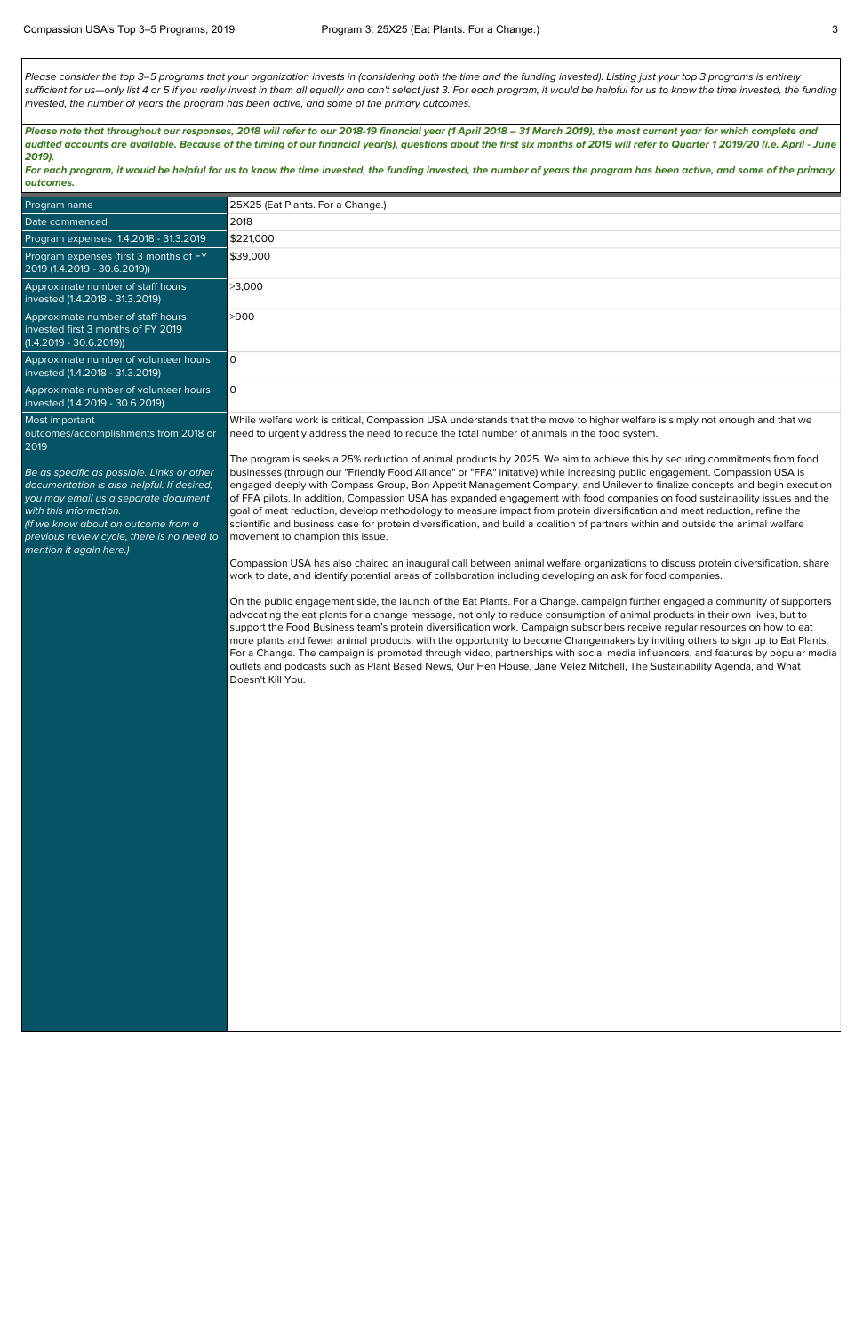*Please consider the top 3–5 programs that your organization invests in (considering both the time and the funding invested). Listing just your top 3 programs is entirely sufficient for us—only list 4 or 5 if you really invest in them all equally and can't select just 3. For each program, it would be helpful for us to know the time invested, the funding invested, the number of years the program has been active, and some of the primary outcomes.*

***Please note that throughout our responses, 2018 will refer to our 2018-19 financial year (1 April 2018 – 31 March 2019), the most current year for which complete and audited accounts are available. Because of the timing of our financial year(s), questions about the first six months of 2019 will refer to Quarter 1 2019/20 (i.e. April - June 2019).***

***For each program, it would be helpful for us to know the time invested, the funding invested, the number of years the program has been active, and some of the primary outcomes.***

| | |
|---|---|
| Program name | 25X25 (Eat Plants. For a Change.) |
| Date commenced | 2018 |
| Program expenses 1.4.2018 - 31.3.2019 | $221,000 |
| Program expenses (first 3 months of FY 2019 (1.4.2019 - 30.6.2019)) | $39,000 |
| Approximate number of staff hours invested (1.4.2018 - 31.3.2019) | >3,000 |
| Approximate number of staff hours invested first 3 months of FY 2019 (1.4.2019 - 30.6.2019)) | >900 |
| Approximate number of volunteer hours invested (1.4.2018 - 31.3.2019) | 0 |
| Approximate number of volunteer hours invested (1.4.2019 - 30.6.2019) | 0 |
| Most important outcomes/accomplishments from 2018 or 2019<br><br>*Be as specific as possible. Links or other documentation is also helpful. If desired, you may email us a separate document with this information.*<br>*(If we know about an outcome from a previous review cycle, there is no need to mention it again here.)* | While welfare work is critical, Compassion USA understands that the move to higher welfare is simply not enough and that we need to urgently address the need to reduce the total number of animals in the food system.<br><br>The program is seeks a 25% reduction of animal products by 2025. We aim to achieve this by securing commitments from food businesses (through our "Friendly Food Alliance" or "FFA" initative) while increasing public engagement. Compassion USA is engaged deeply with Compass Group, Bon Appetit Management Company, and Unilever to finalize concepts and begin execution of FFA pilots. In addition, Compassion USA has expanded engagement with food companies on food sustainability issues and the goal of meat reduction, develop methodology to measure impact from protein diversification and meat reduction, refine the scientific and business case for protein diversification, and build a coalition of partners within and outside the animal welfare movement to champion this issue.<br><br>Compassion USA has also chaired an inaugural call between animal welfare organizations to discuss protein diversification, share work to date, and identify potential areas of collaboration including developing an ask for food companies.<br><br>On the public engagement side, the launch of the Eat Plants. For a Change. campaign further engaged a community of supporters advocating the eat plants for a change message, not only to reduce consumption of animal products in their own lives, but to support the Food Business team's protein diversification work. Campaign subscribers receive regular resources on how to eat more plants and fewer animal products, with the opportunity to become Changemakers by inviting others to sign up to Eat Plants. For a Change. The campaign is promoted through video, partnerships with social media influencers, and features by popular media outlets and podcasts such as Plant Based News, Our Hen House, Jane Velez Mitchell, The Sustainability Agenda, and What Doesn't Kill You. |